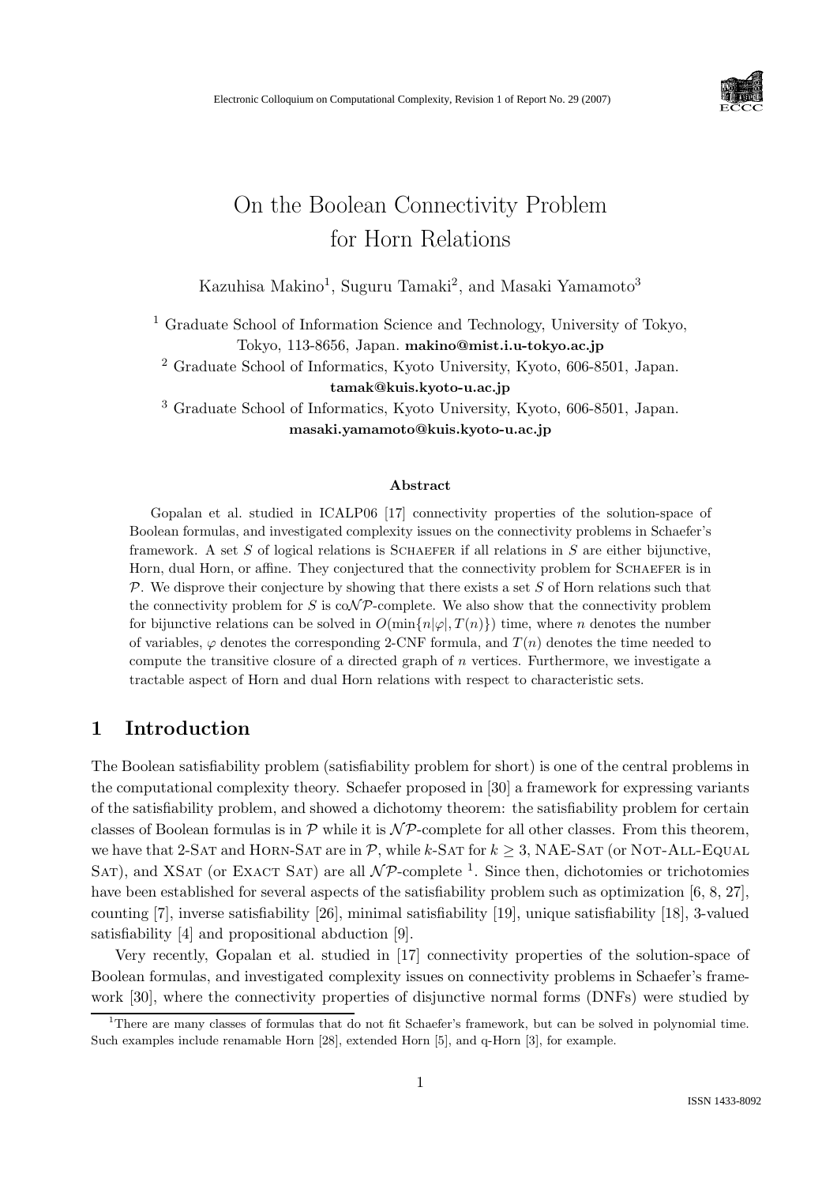# On the Boolean Connectivity Problem for Horn Relations

Kazuhisa Makino[1], Suguru Tamaki[2], and Masaki Yamamoto[3]

[1] Graduate School of Information Science and Technology, University of Tokyo, Tokyo, 113-8656, Japan. **makino@mist.i.u-tokyo.ac.jp**

[2] Graduate School of Informatics, Kyoto University, Kyoto, 606-8501, Japan. **tamak@kuis.kyoto-u.ac.jp**

[3] Graduate School of Informatics, Kyoto University, Kyoto, 606-8501, Japan. **masaki.yamamoto@kuis.kyoto-u.ac.jp**

### Abstract

Gopalan et al. studied in ICALP06 [17] connectivity properties of the solution-space of Boolean formulas, and investigated complexity issues on the connectivity problems in Schaefer's framework. A set $S$ of logical relations is Schaefer if all relations in $S$ are either bijunctive, Horn, dual Horn, or affine. They conjectured that the connectivity problem for Schaefer is in $\mathcal{P}$. We disprove their conjecture by showing that there exists a set $S$ of Horn relations such that the connectivity problem for $S$ is co$\mathcal{NP}$-complete. We also show that the connectivity problem for bijunctive relations can be solved in $O(\min\{n|\varphi|, T(n)\})$ time, where $n$ denotes the number of variables, $\varphi$ denotes the corresponding 2-CNF formula, and $T(n)$ denotes the time needed to compute the transitive closure of a directed graph of $n$ vertices. Furthermore, we investigate a tractable aspect of Horn and dual Horn relations with respect to characteristic sets.

## 1 Introduction

The Boolean satisfiability problem (satisfiability problem for short) is one of the central problems in the computational complexity theory. Schaefer proposed in [30] a framework for expressing variants of the satisfiability problem, and showed a dichotomy theorem: the satisfiability problem for certain classes of Boolean formulas is in $\mathcal{P}$ while it is $\mathcal{NP}$-complete for all other classes. From this theorem, we have that 2-Sat and Horn-Sat are in $\mathcal{P}$, while $k$-Sat for $k \geq 3$, NAE-Sat (or Not-All-Equal Sat), and XSat (or Exact Sat) are all $\mathcal{NP}$-complete [1]. Since then, dichotomies or trichotomies have been established for several aspects of the satisfiability problem such as optimization [6, 8, 27], counting [7], inverse satisfiability [26], minimal satisfiability [19], unique satisfiability [18], 3-valued satisfiability [4] and propositional abduction [9].

Very recently, Gopalan et al. studied in [17] connectivity properties of the solution-space of Boolean formulas, and investigated complexity issues on connectivity problems in Schaefer's framework [30], where the connectivity properties of disjunctive normal forms (DNFs) were studied by

[1] There are many classes of formulas that do not fit Schaefer's framework, but can be solved in polynomial time. Such examples include renamable Horn [28], extended Horn [5], and q-Horn [3], for example.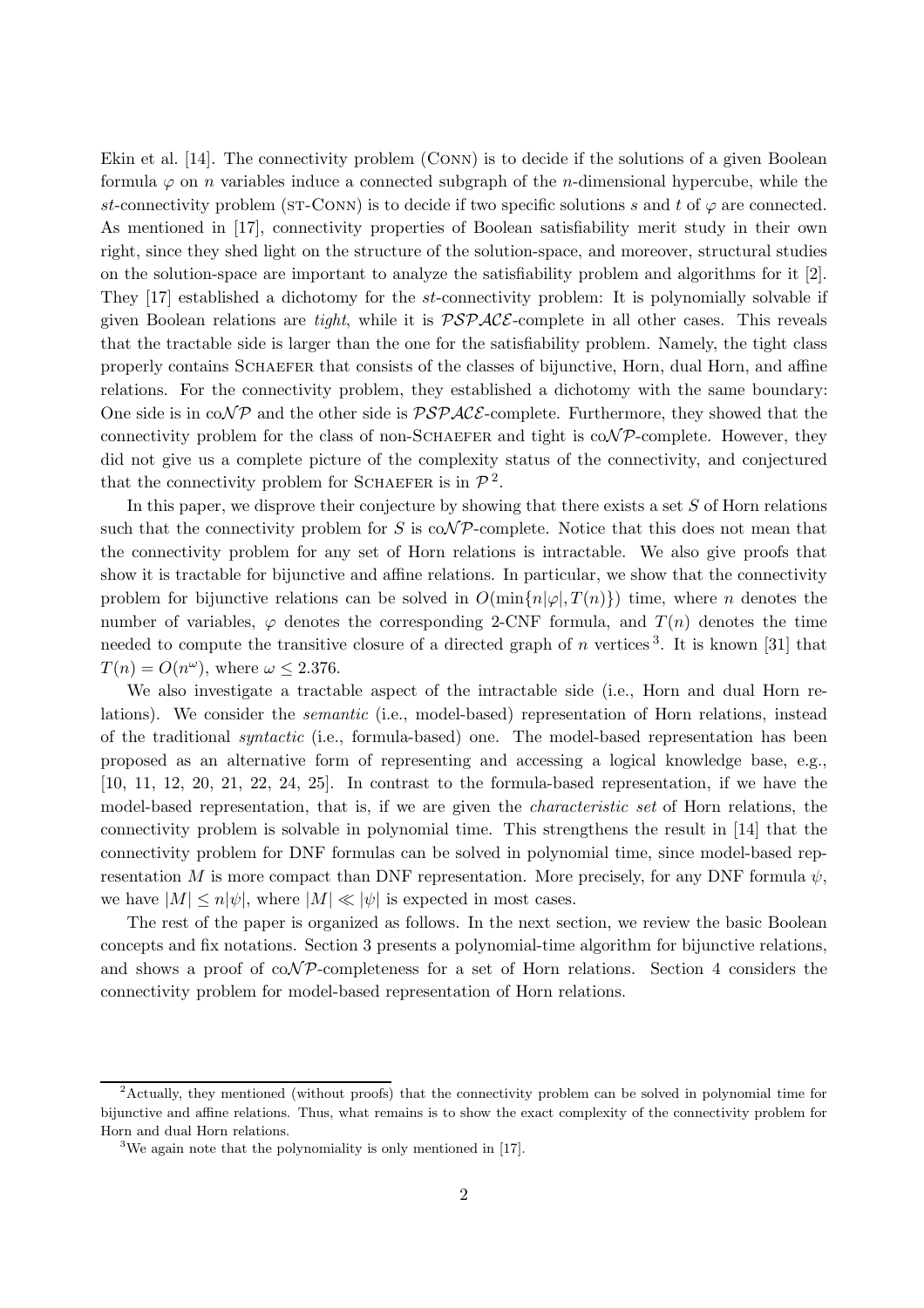Ekin et al. [14]. The connectivity problem (Conn) is to decide if the solutions of a given Boolean formula $\varphi$ on $n$ variables induce a connected subgraph of the $n$-dimensional hypercube, while the $st$-connectivity problem (st-Conn) is to decide if two specific solutions $s$ and $t$ of $\varphi$ are connected. As mentioned in [17], connectivity properties of Boolean satisfiability merit study in their own right, since they shed light on the structure of the solution-space, and moreover, structural studies on the solution-space are important to analyze the satisfiability problem and algorithms for it [2]. They [17] established a dichotomy for the $st$-connectivity problem: It is polynomially solvable if given Boolean relations are *tight*, while it is $\mathcal{PSPACE}$-complete in all other cases. This reveals that the tractable side is larger than the one for the satisfiability problem. Namely, the tight class properly contains Schaefer that consists of the classes of bijunctive, Horn, dual Horn, and affine relations. For the connectivity problem, they established a dichotomy with the same boundary: One side is in co$\mathcal{NP}$ and the other side is $\mathcal{PSPACE}$-complete. Furthermore, they showed that the connectivity problem for the class of non-Schaefer and tight is co$\mathcal{NP}$-complete. However, they did not give us a complete picture of the complexity status of the connectivity, and conjectured that the connectivity problem for Schaefer is in $\mathcal{P}$ [2].

In this paper, we disprove their conjecture by showing that there exists a set $S$ of Horn relations such that the connectivity problem for $S$ is co$\mathcal{NP}$-complete. Notice that this does not mean that the connectivity problem for any set of Horn relations is intractable. We also give proofs that show it is tractable for bijunctive and affine relations. In particular, we show that the connectivity problem for bijunctive relations can be solved in $O(\min\{n|\varphi|, T(n)\})$ time, where $n$ denotes the number of variables, $\varphi$ denotes the corresponding 2-CNF formula, and $T(n)$ denotes the time needed to compute the transitive closure of a directed graph of $n$ vertices [3]. It is known [31] that $T(n) = O(n^{\omega})$, where $\omega \leq 2.376$.

We also investigate a tractable aspect of the intractable side (i.e., Horn and dual Horn relations). We consider the *semantic* (i.e., model-based) representation of Horn relations, instead of the traditional *syntactic* (i.e., formula-based) one. The model-based representation has been proposed as an alternative form of representing and accessing a logical knowledge base, e.g., [10, 11, 12, 20, 21, 22, 24, 25]. In contrast to the formula-based representation, if we have the model-based representation, that is, if we are given the *characteristic set* of Horn relations, the connectivity problem is solvable in polynomial time. This strengthens the result in [14] that the connectivity problem for DNF formulas can be solved in polynomial time, since model-based representation $M$ is more compact than DNF representation. More precisely, for any DNF formula $\psi$, we have $|M| \leq n|\psi|$, where $|M| \ll |\psi|$ is expected in most cases.

The rest of the paper is organized as follows. In the next section, we review the basic Boolean concepts and fix notations. Section 3 presents a polynomial-time algorithm for bijunctive relations, and shows a proof of co$\mathcal{NP}$-completeness for a set of Horn relations. Section 4 considers the connectivity problem for model-based representation of Horn relations.

[2] Actually, they mentioned (without proofs) that the connectivity problem can be solved in polynomial time for bijunctive and affine relations. Thus, what remains is to show the exact complexity of the connectivity problem for Horn and dual Horn relations.

[3] We again note that the polynomiality is only mentioned in [17].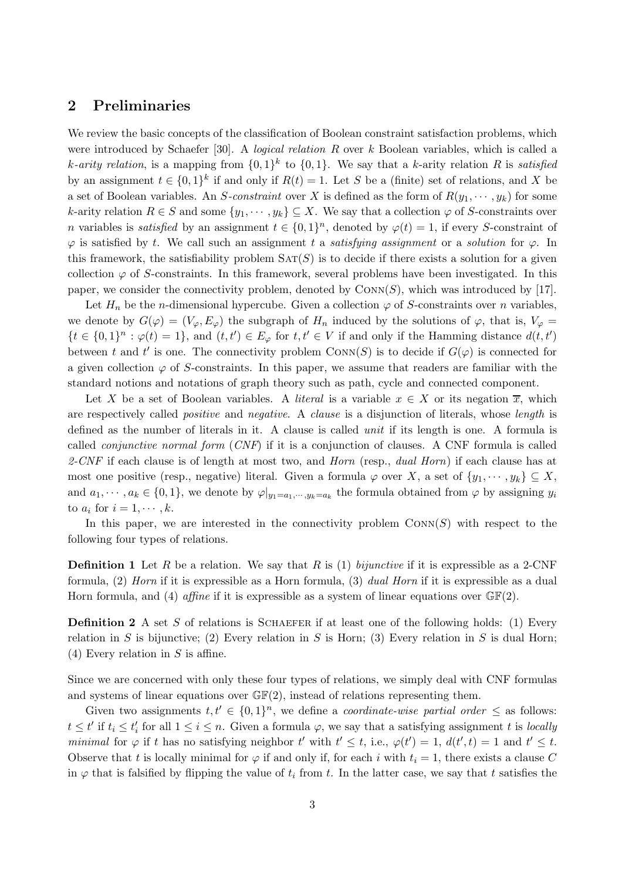## 2 Preliminaries

We review the basic concepts of the classification of Boolean constraint satisfaction problems, which were introduced by Schaefer [30]. A *logical relation* $R$ over $k$ Boolean variables, which is called a *$k$-arity relation*, is a mapping from $\{0,1\}^k$ to $\{0,1\}$. We say that a $k$-arity relation $R$ is *satisfied* by an assignment $t \in \{0,1\}^k$ if and only if $R(t) = 1$. Let $S$ be a (finite) set of relations, and $X$ be a set of Boolean variables. An *$S$-constraint* over $X$ is defined as the form of $R(y_1, \cdots, y_k)$ for some $k$-arity relation $R \in S$ and some $\{y_1, \cdots, y_k\} \subseteq X$. We say that a collection $\varphi$ of $S$-constraints over $n$ variables is *satisfied* by an assignment $t \in \{0,1\}^n$, denoted by $\varphi(t) = 1$, if every $S$-constraint of $\varphi$ is satisfied by $t$. We call such an assignment $t$ a *satisfying assignment* or a *solution* for $\varphi$. In this framework, the satisfiability problem $\text{SAT}(S)$ is to decide if there exists a solution for a given collection $\varphi$ of $S$-constraints. In this framework, several problems have been investigated. In this paper, we consider the connectivity problem, denoted by $\text{CONN}(S)$, which was introduced by [17].

Let $H_n$ be the $n$-dimensional hypercube. Given a collection $\varphi$ of $S$-constraints over $n$ variables, we denote by $G(\varphi) = (V_\varphi, E_\varphi)$ the subgraph of $H_n$ induced by the solutions of $\varphi$, that is, $V_\varphi = \{t \in \{0,1\}^n : \varphi(t) = 1\}$, and $(t, t') \in E_\varphi$ for $t, t' \in V$ if and only if the Hamming distance $d(t, t')$ between $t$ and $t'$ is one. The connectivity problem $\text{CONN}(S)$ is to decide if $G(\varphi)$ is connected for a given collection $\varphi$ of $S$-constraints. In this paper, we assume that readers are familiar with the standard notions and notations of graph theory such as path, cycle and connected component.

Let $X$ be a set of Boolean variables. A *literal* is a variable $x \in X$ or its negation $\overline{x}$, which are respectively called *positive* and *negative*. A *clause* is a disjunction of literals, whose *length* is defined as the number of literals in it. A clause is called *unit* if its length is one. A formula is called *conjunctive normal form* (*CNF*) if it is a conjunction of clauses. A CNF formula is called *2-CNF* if each clause is of length at most two, and *Horn* (resp., *dual Horn*) if each clause has at most one positive (resp., negative) literal. Given a formula $\varphi$ over $X$, a set of $\{y_1, \cdots, y_k\} \subseteq X$, and $a_1, \cdots, a_k \in \{0,1\}$, we denote by $\varphi|_{y_1=a_1,\cdots,y_k=a_k}$ the formula obtained from $\varphi$ by assigning $y_i$ to $a_i$ for $i = 1, \cdots, k$.

In this paper, we are interested in the connectivity problem $\text{CONN}(S)$ with respect to the following four types of relations.

**Definition 1** Let $R$ be a relation. We say that $R$ is (1) *bijunctive* if it is expressible as a 2-CNF formula, (2) *Horn* if it is expressible as a Horn formula, (3) *dual Horn* if it is expressible as a dual Horn formula, and (4) *affine* if it is expressible as a system of linear equations over $\mathbb{GF}(2)$.

**Definition 2** A set $S$ of relations is SCHAEFER if at least one of the following holds: (1) Every relation in $S$ is bijunctive; (2) Every relation in $S$ is Horn; (3) Every relation in $S$ is dual Horn; (4) Every relation in $S$ is affine.

Since we are concerned with only these four types of relations, we simply deal with CNF formulas and systems of linear equations over $\mathbb{GF}(2)$, instead of relations representing them.

Given two assignments $t, t' \in \{0,1\}^n$, we define a *coordinate-wise partial order* $\leq$ as follows: $t \leq t'$ if $t_i \leq t'_i$ for all $1 \leq i \leq n$. Given a formula $\varphi$, we say that a satisfying assignment $t$ is *locally minimal* for $\varphi$ if $t$ has no satisfying neighbor $t'$ with $t' \leq t$, i.e., $\varphi(t') = 1$, $d(t', t) = 1$ and $t' \leq t$. Observe that $t$ is locally minimal for $\varphi$ if and only if, for each $i$ with $t_i = 1$, there exists a clause $C$ in $\varphi$ that is falsified by flipping the value of $t_i$ from $t$. In the latter case, we say that $t$ satisfies the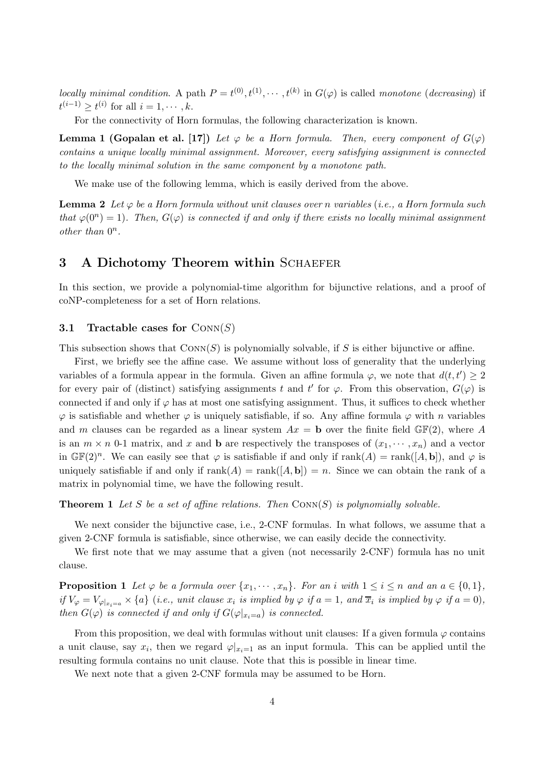*locally minimal condition.* A path $P = t^{(0)}, t^{(1)}, \cdots, t^{(k)}$ in $G(\varphi)$ is called *monotone* (*decreasing*) if $t^{(i-1)} \geq t^{(i)}$ for all $i = 1, \cdots, k$.

For the connectivity of Horn formulas, the following characterization is known.

**Lemma 1 (Gopalan et al. [17])** *Let $\varphi$ be a Horn formula. Then, every component of $G(\varphi)$ contains a unique locally minimal assignment. Moreover, every satisfying assignment is connected to the locally minimal solution in the same component by a monotone path.*

We make use of the following lemma, which is easily derived from the above.

**Lemma 2** *Let $\varphi$ be a Horn formula without unit clauses over $n$ variables (i.e., a Horn formula such that $\varphi(0^n) = 1$). Then, $G(\varphi)$ is connected if and only if there exists no locally minimal assignment other than $0^n$.*

## 3 A Dichotomy Theorem within Schaefer

In this section, we provide a polynomial-time algorithm for bijunctive relations, and a proof of coNP-completeness for a set of Horn relations.

### 3.1 Tractable cases for Conn($S$)

This subsection shows that Conn($S$) is polynomially solvable, if $S$ is either bijunctive or affine.

First, we briefly see the affine case. We assume without loss of generality that the underlying variables of a formula appear in the formula. Given an affine formula $\varphi$, we note that $d(t, t') \geq 2$ for every pair of (distinct) satisfying assignments $t$ and $t'$ for $\varphi$. From this observation, $G(\varphi)$ is connected if and only if $\varphi$ has at most one satisfying assignment. Thus, it suffices to check whether $\varphi$ is satisfiable and whether $\varphi$ is uniquely satisfiable, if so. Any affine formula $\varphi$ with $n$ variables and $m$ clauses can be regarded as a linear system $Ax = \mathbf{b}$ over the finite field $\mathbb{GF}(2)$, where $A$ is an $m \times n$ 0-1 matrix, and $x$ and $\mathbf{b}$ are respectively the transposes of $(x_1, \cdots, x_n)$ and a vector in $\mathbb{GF}(2)^n$. We can easily see that $\varphi$ is satisfiable if and only if $\text{rank}(A) = \text{rank}([A, \mathbf{b}])$, and $\varphi$ is uniquely satisfiable if and only if $\text{rank}(A) = \text{rank}([A, \mathbf{b}]) = n$. Since we can obtain the rank of a matrix in polynomial time, we have the following result.

**Theorem 1** *Let $S$ be a set of affine relations. Then* Conn($S$) *is polynomially solvable.*

We next consider the bijunctive case, i.e., 2-CNF formulas. In what follows, we assume that a given 2-CNF formula is satisfiable, since otherwise, we can easily decide the connectivity.

We first note that we may assume that a given (not necessarily 2-CNF) formula has no unit clause.

**Proposition 1** *Let $\varphi$ be a formula over $\{x_1, \cdots, x_n\}$. For an $i$ with $1 \leq i \leq n$ and an $a \in \{0, 1\}$, if $V_\varphi = V_{\varphi|_{x_i=a}} \times \{a\}$ (i.e., unit clause $x_i$ is implied by $\varphi$ if $a = 1$, and $\overline{x}_i$ is implied by $\varphi$ if $a = 0$), then $G(\varphi)$ is connected if and only if $G(\varphi|_{x_i=a})$ is connected.*

From this proposition, we deal with formulas without unit clauses: If a given formula $\varphi$ contains a unit clause, say $x_i$, then we regard $\varphi|_{x_i=1}$ as an input formula. This can be applied until the resulting formula contains no unit clause. Note that this is possible in linear time.

We next note that a given 2-CNF formula may be assumed to be Horn.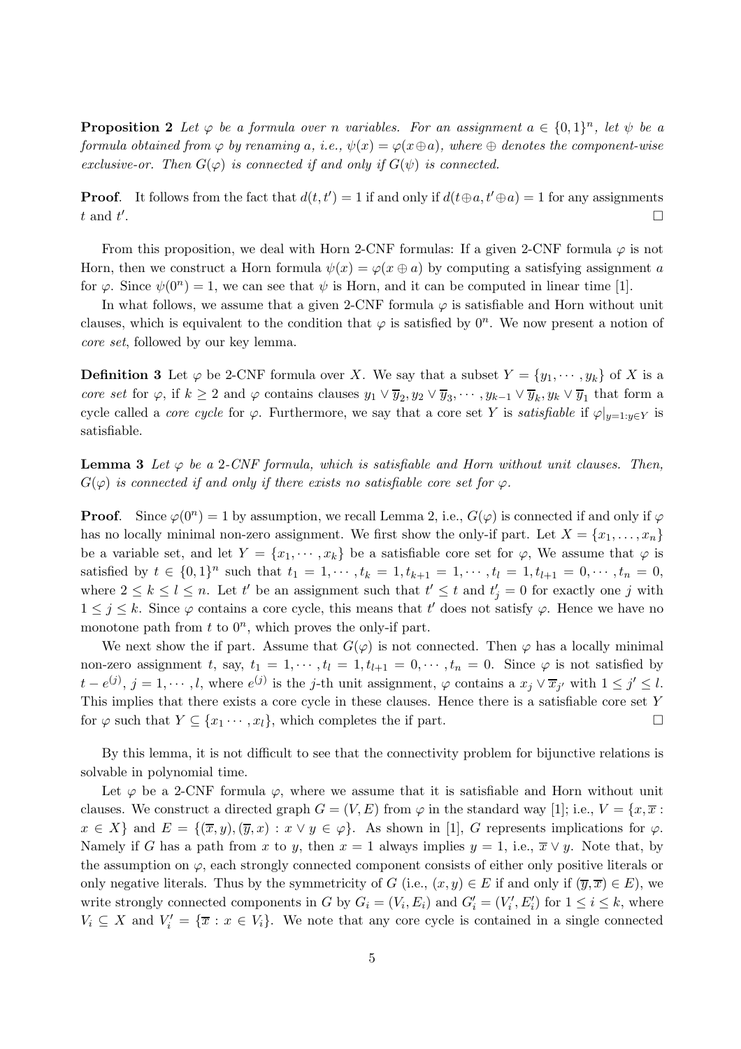**Proposition 2** *Let $\varphi$ be a formula over $n$ variables. For an assignment $a \in \{0,1\}^n$, let $\psi$ be a formula obtained from $\varphi$ by renaming $a$, i.e., $\psi(x) = \varphi(x \oplus a)$, where $\oplus$ denotes the component-wise exclusive-or. Then $G(\varphi)$ is connected if and only if $G(\psi)$ is connected.*

**Proof**. It follows from the fact that $d(t, t') = 1$ if and only if $d(t \oplus a, t' \oplus a) = 1$ for any assignments $t$ and $t'$. □

From this proposition, we deal with Horn 2-CNF formulas: If a given 2-CNF formula $\varphi$ is not Horn, then we construct a Horn formula $\psi(x) = \varphi(x \oplus a)$ by computing a satisfying assignment $a$ for $\varphi$. Since $\psi(0^n) = 1$, we can see that $\psi$ is Horn, and it can be computed in linear time [1].

In what follows, we assume that a given 2-CNF formula $\varphi$ is satisfiable and Horn without unit clauses, which is equivalent to the condition that $\varphi$ is satisfied by $0^n$. We now present a notion of *core set*, followed by our key lemma.

**Definition 3** Let $\varphi$ be 2-CNF formula over $X$. We say that a subset $Y = \{y_1, \cdots, y_k\}$ of $X$ is a *core set* for $\varphi$, if $k \geq 2$ and $\varphi$ contains clauses $y_1 \vee \overline{y}_2, y_2 \vee \overline{y}_3, \cdots, y_{k-1} \vee \overline{y}_k, y_k \vee \overline{y}_1$ that form a cycle called a *core cycle* for $\varphi$. Furthermore, we say that a core set $Y$ is *satisfiable* if $\varphi|_{y=1:y\in Y}$ is satisfiable.

**Lemma 3** *Let $\varphi$ be a 2-CNF formula, which is satisfiable and Horn without unit clauses. Then, $G(\varphi)$ is connected if and only if there exists no satisfiable core set for $\varphi$.*

**Proof**. Since $\varphi(0^n) = 1$ by assumption, we recall Lemma 2, i.e., $G(\varphi)$ is connected if and only if $\varphi$ has no locally minimal non-zero assignment. We first show the only-if part. Let $X = \{x_1, \dots, x_n\}$ be a variable set, and let $Y = \{x_1, \cdots, x_k\}$ be a satisfiable core set for $\varphi$, We assume that $\varphi$ is satisfied by $t \in \{0,1\}^n$ such that $t_1 = 1, \cdots, t_k = 1, t_{k+1} = 1, \cdots, t_l = 1, t_{l+1} = 0, \cdots, t_n = 0$, where $2 \leq k \leq l \leq n$. Let $t'$ be an assignment such that $t' \leq t$ and $t'_j = 0$ for exactly one $j$ with $1 \leq j \leq k$. Since $\varphi$ contains a core cycle, this means that $t'$ does not satisfy $\varphi$. Hence we have no monotone path from $t$ to $0^n$, which proves the only-if part.

We next show the if part. Assume that $G(\varphi)$ is not connected. Then $\varphi$ has a locally minimal non-zero assignment $t$, say, $t_1 = 1, \cdots, t_l = 1, t_{l+1} = 0, \cdots, t_n = 0$. Since $\varphi$ is not satisfied by $t - e^{(j)}$, $j = 1, \cdots, l$, where $e^{(j)}$ is the $j$-th unit assignment, $\varphi$ contains a $x_j \vee \overline{x}_{j'}$ with $1 \leq j' \leq l$. This implies that there exists a core cycle in these clauses. Hence there is a satisfiable core set $Y$ for $\varphi$ such that $Y \subseteq \{x_1 \cdots, x_l\}$, which completes the if part. □

By this lemma, it is not difficult to see that the connectivity problem for bijunctive relations is solvable in polynomial time.

Let $\varphi$ be a 2-CNF formula $\varphi$, where we assume that it is satisfiable and Horn without unit clauses. We construct a directed graph $G = (V, E)$ from $\varphi$ in the standard way [1]; i.e., $V = \{x, \overline{x} : x \in X\}$ and $E = \{(\overline{x}, y), (\overline{y}, x) : x \vee y \in \varphi\}$. As shown in [1], $G$ represents implications for $\varphi$. Namely if $G$ has a path from $x$ to $y$, then $x = 1$ always implies $y = 1$, i.e., $\overline{x} \vee y$. Note that, by the assumption on $\varphi$, each strongly connected component consists of either only positive literals or only negative literals. Thus by the symmetricity of $G$ (i.e., $(x, y) \in E$ if and only if $(\overline{y}, \overline{x}) \in E$), we write strongly connected components in $G$ by $G_i = (V_i, E_i)$ and $G'_i = (V'_i, E'_i)$ for $1 \leq i \leq k$, where $V_i \subseteq X$ and $V'_i = \{\overline{x} : x \in V_i\}$. We note that any core cycle is contained in a single connected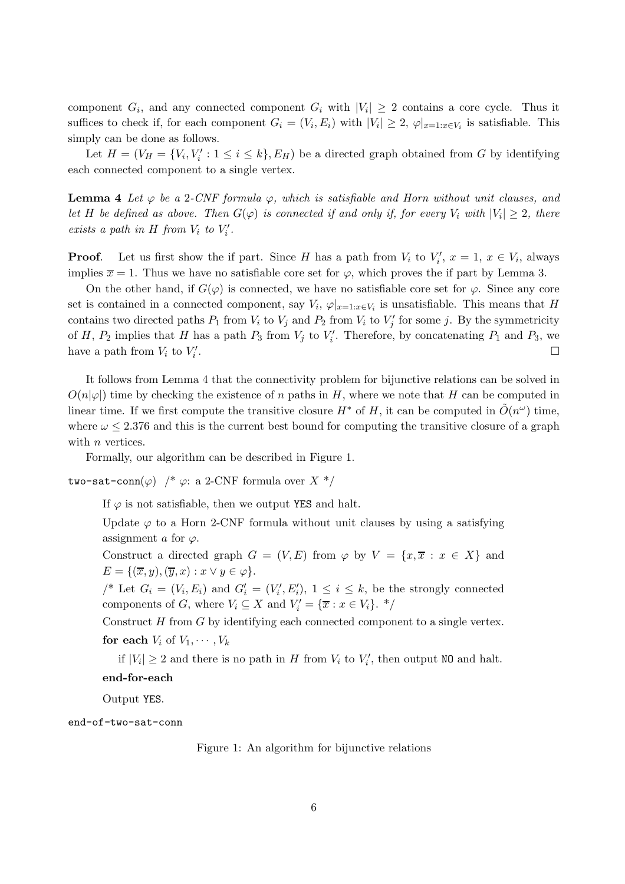component $G_i$, and any connected component $G_i$ with $|V_i| \geq 2$ contains a core cycle. Thus it suffices to check if, for each component $G_i = (V_i, E_i)$ with $|V_i| \geq 2$, $\varphi|_{x=1:x \in V_i}$ is satisfiable. This simply can be done as follows.

Let $H = (V_H = \{V_i, V_i' : 1 \leq i \leq k\}, E_H)$ be a directed graph obtained from $G$ by identifying each connected component to a single vertex.

**Lemma 4** *Let $\varphi$ be a 2-CNF formula $\varphi$, which is satisfiable and Horn without unit clauses, and let $H$ be defined as above. Then $G(\varphi)$ is connected if and only if, for every $V_i$ with $|V_i| \geq 2$, there exists a path in $H$ from $V_i$ to $V_i'$.*

**Proof**. Let us first show the if part. Since $H$ has a path from $V_i$ to $V_i'$, $x = 1$, $x \in V_i$, always implies $\overline{x} = 1$. Thus we have no satisfiable core set for $\varphi$, which proves the if part by Lemma 3.

On the other hand, if $G(\varphi)$ is connected, we have no satisfiable core set for $\varphi$. Since any core set is contained in a connected component, say $V_i$, $\varphi|_{x=1:x \in V_i}$ is unsatisfiable. This means that $H$ contains two directed paths $P_1$ from $V_i$ to $V_j$ and $P_2$ from $V_i$ to $V_j'$ for some $j$. By the symmetricity of $H$, $P_2$ implies that $H$ has a path $P_3$ from $V_j$ to $V_i'$. Therefore, by concatenating $P_1$ and $P_3$, we have a path from $V_i$ to $V_i'$. □

It follows from Lemma 4 that the connectivity problem for bijunctive relations can be solved in $O(n|\varphi|)$ time by checking the existence of $n$ paths in $H$, where we note that $H$ can be computed in linear time. If we first compute the transitive closure $H^*$ of $H$, it can be computed in $\tilde{O}(n^\omega)$ time, where $\omega \leq 2.376$ and this is the current best bound for computing the transitive closure of a graph with $n$ vertices.

Formally, our algorithm can be described in Figure 1.

`two-sat-conn`($\varphi$) /* $\varphi$: a 2-CNF formula over $X$ */

> If $\varphi$ is not satisfiable, then we output `YES` and halt.
>
> Update $\varphi$ to a Horn 2-CNF formula without unit clauses by using a satisfying assignment $a$ for $\varphi$.
>
> Construct a directed graph $G = (V, E)$ from $\varphi$ by $V = \{x, \overline{x} : x \in X\}$ and $E = \{(\overline{x}, y), (\overline{y}, x) : x \vee y \in \varphi\}$.
>
> /* Let $G_i = (V_i, E_i)$ and $G_i' = (V_i', E_i')$, $1 \leq i \leq k$, be the strongly connected components of $G$, where $V_i \subseteq X$ and $V_i' = \{\overline{x} : x \in V_i\}$. */
>
> Construct $H$ from $G$ by identifying each connected component to a single vertex.
>
> **for each** $V_i$ of $V_1, \cdots, V_k$
>
> > if $|V_i| \geq 2$ and there is no path in $H$ from $V_i$ to $V_i'$, then output `NO` and halt.
>
> **end-for-each**
>
> Output `YES`.

`end-of-two-sat-conn`

Figure 1: An algorithm for bijunctive relations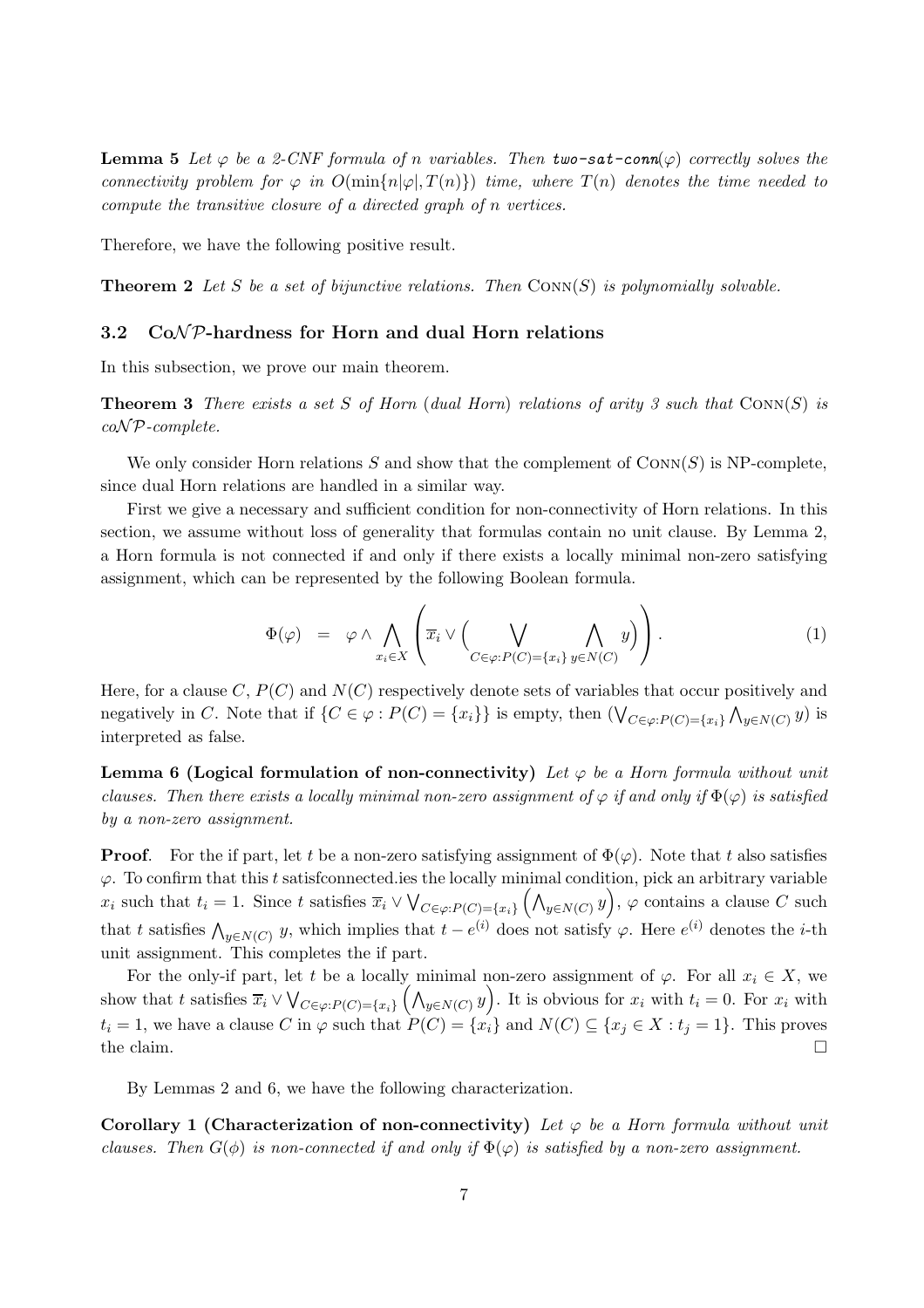**Lemma 5** *Let $\varphi$ be a 2-CNF formula of $n$ variables. Then* ***two-sat-conn***$(\varphi)$ *correctly solves the connectivity problem for $\varphi$ in $O(\min\{n|\varphi|, T(n)\})$ time, where $T(n)$ denotes the time needed to compute the transitive closure of a directed graph of $n$ vertices.*

Therefore, we have the following positive result.

**Theorem 2** *Let $S$ be a set of bijunctive relations. Then* $\textsc{Conn}(S)$ *is polynomially solvable.*

### 3.2 Co$\mathcal{NP}$-hardness for Horn and dual Horn relations

In this subsection, we prove our main theorem.

**Theorem 3** *There exists a set $S$ of Horn (dual Horn) relations of arity 3 such that* $\textsc{Conn}(S)$ *is co$\mathcal{NP}$-complete.*

We only consider Horn relations $S$ and show that the complement of $\textsc{Conn}(S)$ is NP-complete, since dual Horn relations are handled in a similar way.

First we give a necessary and sufficient condition for non-connectivity of Horn relations. In this section, we assume without loss of generality that formulas contain no unit clause. By Lemma 2, a Horn formula is not connected if and only if there exists a locally minimal non-zero satisfying assignment, which can be represented by the following Boolean formula.

$$\Phi(\varphi) \quad = \quad \varphi \wedge \bigwedge_{x_i \in X} \left( \overline{x}_i \vee \Big( \bigvee_{C \in \varphi : P(C) = \{x_i\}} \bigwedge_{y \in N(C)} y \Big) \right). \tag{1}$$

Here, for a clause $C$, $P(C)$ and $N(C)$ respectively denote sets of variables that occur positively and negatively in $C$. Note that if $\{C \in \varphi : P(C) = \{x_i\}\}$ is empty, then $(\bigvee_{C \in \varphi : P(C) = \{x_i\}} \bigwedge_{y \in N(C)} y)$ is interpreted as false.

**Lemma 6 (Logical formulation of non-connectivity)** *Let $\varphi$ be a Horn formula without unit clauses. Then there exists a locally minimal non-zero assignment of $\varphi$ if and only if $\Phi(\varphi)$ is satisfied by a non-zero assignment.*

**Proof**. For the if part, let $t$ be a non-zero satisfying assignment of $\Phi(\varphi)$. Note that $t$ also satisfies $\varphi$. To confirm that this $t$ satisfconnected.ies the locally minimal condition, pick an arbitrary variable $x_i$ such that $t_i = 1$. Since $t$ satisfies $\overline{x}_i \vee \bigvee_{C \in \varphi : P(C) = \{x_i\}} \left( \bigwedge_{y \in N(C)} y \right)$, $\varphi$ contains a clause $C$ such that $t$ satisfies $\bigwedge_{y \in N(C)} y$, which implies that $t - e^{(i)}$ does not satisfy $\varphi$. Here $e^{(i)}$ denotes the $i$-th unit assignment. This completes the if part.

For the only-if part, let $t$ be a locally minimal non-zero assignment of $\varphi$. For all $x_i \in X$, we show that $t$ satisfies $\overline{x}_i \vee \bigvee_{C \in \varphi : P(C) = \{x_i\}} \left( \bigwedge_{y \in N(C)} y \right)$. It is obvious for $x_i$ with $t_i = 0$. For $x_i$ with $t_i = 1$, we have a clause $C$ in $\varphi$ such that $P(C) = \{x_i\}$ and $N(C) \subseteq \{x_j \in X : t_j = 1\}$. This proves the claim. $\square$

By Lemmas 2 and 6, we have the following characterization.

**Corollary 1 (Characterization of non-connectivity)** *Let $\varphi$ be a Horn formula without unit clauses. Then $G(\phi)$ is non-connected if and only if $\Phi(\varphi)$ is satisfied by a non-zero assignment.*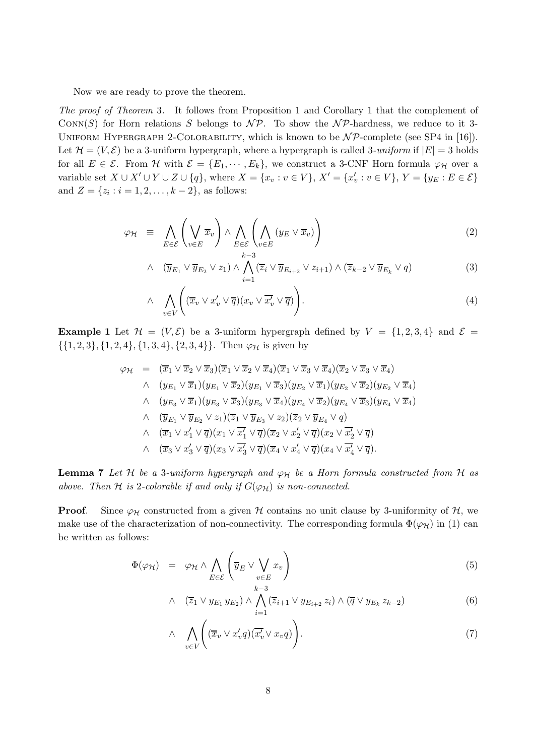Now we are ready to prove the theorem.

*The proof of Theorem* 3. It follows from Proposition 1 and Corollary 1 that the complement of $\text{Conn}(S)$ for Horn relations $S$ belongs to $\mathcal{NP}$. To show the $\mathcal{NP}$-hardness, we reduce to it 3-Uniform Hypergraph 2-Colorability, which is known to be $\mathcal{NP}$-complete (see SP4 in [16]). Let $\mathcal{H} = (V, \mathcal{E})$ be a 3-uniform hypergraph, where a hypergraph is called 3-*uniform* if $|E| = 3$ holds for all $E \in \mathcal{E}$. From $\mathcal{H}$ with $\mathcal{E} = \{E_1, \cdots, E_k\}$, we construct a 3-CNF Horn formula $\varphi_{\mathcal{H}}$ over a variable set $X \cup X' \cup Y \cup Z \cup \{q\}$, where $X = \{x_v : v \in V\}$, $X' = \{x'_v : v \in V\}$, $Y = \{y_E : E \in \mathcal{E}\}$ and $Z = \{z_i : i = 1, 2, \ldots, k-2\}$, as follows:

$$
\begin{aligned}
\varphi_{\mathcal{H}} \quad \equiv \quad & \bigwedge_{E \in \mathcal{E}} \left( \bigvee_{v \in E} \overline{x}_v \right) \wedge \bigwedge_{E \in \mathcal{E}} \left( \bigwedge_{v \in E} (y_E \vee \overline{x}_v) \right) & (2)\\
\wedge \quad & (\overline{y}_{E_1} \vee \overline{y}_{E_2} \vee z_1) \wedge \bigwedge_{i=1}^{k-3} (\overline{z}_i \vee \overline{y}_{E_{i+2}} \vee z_{i+1}) \wedge (\overline{z}_{k-2} \vee \overline{y}_{E_k} \vee q) & (3)\\
\wedge \quad & \bigwedge_{v \in V} \left( (\overline{x}_v \vee x'_v \vee \overline{q})(x_v \vee \overline{x'_v} \vee \overline{q}) \right). & (4)
\end{aligned}
$$

**Example 1** Let $\mathcal{H} = (V, \mathcal{E})$ be a 3-uniform hypergraph defined by $V = \{1, 2, 3, 4\}$ and $\mathcal{E} = \{\{1, 2, 3\}, \{1, 2, 4\}, \{1, 3, 4\}, \{2, 3, 4\}\}$. Then $\varphi_{\mathcal{H}}$ is given by

$$
\begin{aligned}
\varphi_{\mathcal{H}} \quad = \quad & (\overline{x}_1 \vee \overline{x}_2 \vee \overline{x}_3)(\overline{x}_1 \vee \overline{x}_2 \vee \overline{x}_4)(\overline{x}_1 \vee \overline{x}_3 \vee \overline{x}_4)(\overline{x}_2 \vee \overline{x}_3 \vee \overline{x}_4)\\
\wedge \quad & (y_{E_1} \vee \overline{x}_1)(y_{E_1} \vee \overline{x}_2)(y_{E_1} \vee \overline{x}_3)(y_{E_2} \vee \overline{x}_1)(y_{E_2} \vee \overline{x}_2)(y_{E_2} \vee \overline{x}_4)\\
\wedge \quad & (y_{E_3} \vee \overline{x}_1)(y_{E_3} \vee \overline{x}_3)(y_{E_3} \vee \overline{x}_4)(y_{E_4} \vee \overline{x}_2)(y_{E_4} \vee \overline{x}_3)(y_{E_4} \vee \overline{x}_4)\\
\wedge \quad & (\overline{y}_{E_1} \vee \overline{y}_{E_2} \vee z_1)(\overline{z}_1 \vee \overline{y}_{E_3} \vee z_2)(\overline{z}_2 \vee \overline{y}_{E_4} \vee q)\\
\wedge \quad & (\overline{x}_1 \vee x'_1 \vee \overline{q})(x_1 \vee \overline{x'_1} \vee \overline{q})(\overline{x}_2 \vee x'_2 \vee \overline{q})(x_2 \vee \overline{x'_2} \vee \overline{q})\\
\wedge \quad & (\overline{x}_3 \vee x'_3 \vee \overline{q})(x_3 \vee \overline{x'_3} \vee \overline{q})(\overline{x}_4 \vee x'_4 \vee \overline{q})(x_4 \vee \overline{x'_4} \vee \overline{q}).
\end{aligned}
$$

**Lemma 7** *Let $\mathcal{H}$ be a 3-uniform hypergraph and $\varphi_{\mathcal{H}}$ be a Horn formula constructed from $\mathcal{H}$ as above. Then $\mathcal{H}$ is 2-colorable if and only if $G(\varphi_{\mathcal{H}})$ is non-connected.*

**Proof**. Since $\varphi_{\mathcal{H}}$ constructed from a given $\mathcal{H}$ contains no unit clause by 3-uniformity of $\mathcal{H}$, we make use of the characterization of non-connectivity. The corresponding formula $\Phi(\varphi_{\mathcal{H}})$ in (1) can be written as follows:

$$
\begin{aligned}
\Phi(\varphi_{\mathcal{H}}) \quad = \quad & \varphi_{\mathcal{H}} \wedge \bigwedge_{E \in \mathcal{E}} \left( \overline{y}_E \vee \bigvee_{v \in E} x_v \right) & (5)\\
\wedge \quad & (\overline{z}_1 \vee y_{E_1} y_{E_2}) \wedge \bigwedge_{i=1}^{k-3} (\overline{z}_{i+1} \vee y_{E_{i+2}} z_i) \wedge (\overline{q} \vee y_{E_k} z_{k-2}) & (6)\\
\wedge \quad & \bigwedge_{v \in V} \left( (\overline{x}_v \vee x'_v q)(\overline{x'_v} \vee x_v q) \right). & (7)
\end{aligned}
$$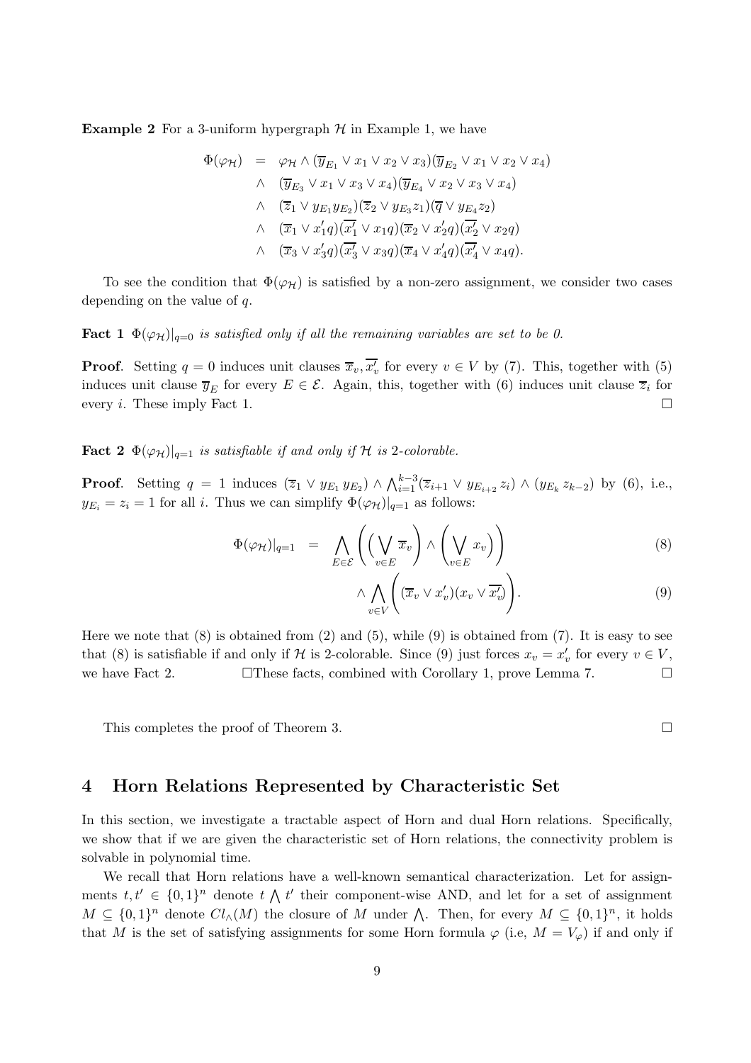**Example 2** For a 3-uniform hypergraph $\mathcal{H}$ in Example 1, we have

$$
\begin{aligned}
\Phi(\varphi_{\mathcal{H}}) &= \varphi_{\mathcal{H}} \wedge (\overline{y}_{E_1} \vee x_1 \vee x_2 \vee x_3)(\overline{y}_{E_2} \vee x_1 \vee x_2 \vee x_4) \\
&\wedge \quad (\overline{y}_{E_3} \vee x_1 \vee x_3 \vee x_4)(\overline{y}_{E_4} \vee x_2 \vee x_3 \vee x_4) \\
&\wedge \quad (\overline{z}_1 \vee y_{E_1} y_{E_2})(\overline{z}_2 \vee y_{E_3} z_1)(\overline{q} \vee y_{E_4} z_2) \\
&\wedge \quad (\overline{x}_1 \vee x_1' q)(\overline{x_1'} \vee x_1 q)(\overline{x}_2 \vee x_2' q)(\overline{x_2'} \vee x_2 q) \\
&\wedge \quad (\overline{x}_3 \vee x_3' q)(\overline{x_3'} \vee x_3 q)(\overline{x}_4 \vee x_4' q)(\overline{x_4'} \vee x_4 q).
\end{aligned}
$$

To see the condition that $\Phi(\varphi_{\mathcal{H}})$ is satisfied by a non-zero assignment, we consider two cases depending on the value of $q$.

**Fact 1** *$\Phi(\varphi_{\mathcal{H}})|_{q=0}$ is satisfied only if all the remaining variables are set to be 0.*

**Proof**. Setting $q = 0$ induces unit clauses $\overline{x}_v, \overline{x_v'}$ for every $v \in V$ by (7). This, together with (5) induces unit clause $\overline{y}_E$ for every $E \in \mathcal{E}$. Again, this, together with (6) induces unit clause $\overline{z}_i$ for every $i$. These imply Fact 1. □

**Fact 2** *$\Phi(\varphi_{\mathcal{H}})|_{q=1}$ is satisfiable if and only if $\mathcal{H}$ is 2-colorable.*

**Proof**. Setting $q = 1$ induces $(\overline{z}_1 \vee y_{E_1} y_{E_2}) \wedge \bigwedge_{i=1}^{k-3} (\overline{z}_{i+1} \vee y_{E_{i+2}} z_i) \wedge (y_{E_k} z_{k-2})$ by (6), i.e., $y_{E_i} = z_i = 1$ for all $i$. Thus we can simplify $\Phi(\varphi_{\mathcal{H}})|_{q=1}$ as follows:

$$
\Phi(\varphi_{\mathcal{H}})|_{q=1} = \bigwedge_{E \in \mathcal{E}} \left( \Big( \bigvee_{v \in E} \overline{x}_v \Big) \wedge \left( \bigvee_{v \in E} x_v \right) \right) \tag{8}
$$

$$
\wedge \bigwedge_{v \in V} \left( (\overline{x}_v \vee x_v')(x_v \vee \overline{x_v'}) \right). \tag{9}
$$

Here we note that (8) is obtained from (2) and (5), while (9) is obtained from (7). It is easy to see that (8) is satisfiable if and only if $\mathcal{H}$ is 2-colorable. Since (9) just forces $x_v = x_v'$ for every $v \in V$, we have Fact 2. □These facts, combined with Corollary 1, prove Lemma 7. □

This completes the proof of Theorem 3. □

## 4 Horn Relations Represented by Characteristic Set

In this section, we investigate a tractable aspect of Horn and dual Horn relations. Specifically, we show that if we are given the characteristic set of Horn relations, the connectivity problem is solvable in polynomial time.

We recall that Horn relations have a well-known semantical characterization. Let for assignments $t, t' \in \{0,1\}^n$ denote $t \bigwedge t'$ their component-wise AND, and let for a set of assignment $M \subseteq \{0,1\}^n$ denote $Cl_\wedge(M)$ the closure of $M$ under $\bigwedge$. Then, for every $M \subseteq \{0,1\}^n$, it holds that $M$ is the set of satisfying assignments for some Horn formula $\varphi$ (i.e, $M = V_\varphi$) if and only if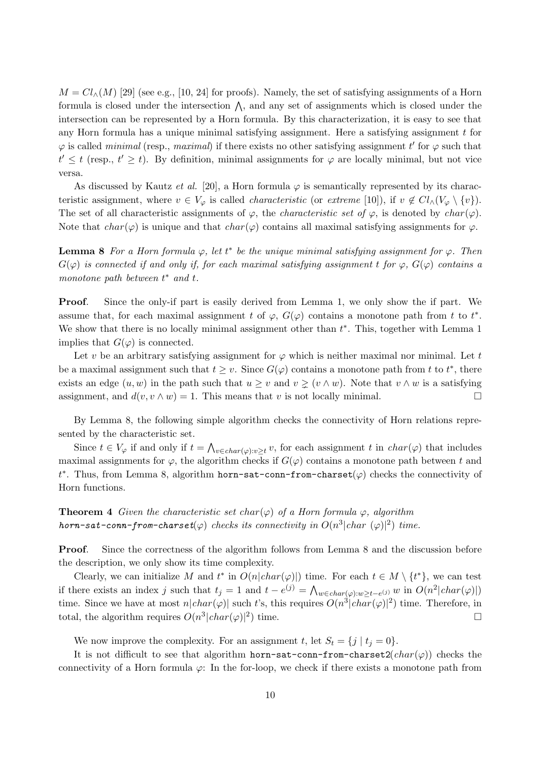$M = Cl_\wedge(M)$ [29] (see e.g., [10, 24] for proofs). Namely, the set of satisfying assignments of a Horn formula is closed under the intersection $\bigwedge$, and any set of assignments which is closed under the intersection can be represented by a Horn formula. By this characterization, it is easy to see that any Horn formula has a unique minimal satisfying assignment. Here a satisfying assignment $t$ for $\varphi$ is called *minimal* (resp., *maximal*) if there exists no other satisfying assignment $t'$ for $\varphi$ such that $t' \leq t$ (resp., $t' \geq t$). By definition, minimal assignments for $\varphi$ are locally minimal, but not vice versa.

As discussed by Kautz *et al.* [20], a Horn formula $\varphi$ is semantically represented by its characteristic assignment, where $v \in V_\varphi$ is called *characteristic* (or *extreme* [10]), if $v \notin Cl_\wedge(V_\varphi \setminus \{v\})$. The set of all characteristic assignments of $\varphi$, the *characteristic set of* $\varphi$, is denoted by $char(\varphi)$. Note that $char(\varphi)$ is unique and that $char(\varphi)$ contains all maximal satisfying assignments for $\varphi$.

**Lemma 8** *For a Horn formula $\varphi$, let $t^*$ be the unique minimal satisfying assignment for $\varphi$. Then $G(\varphi)$ is connected if and only if, for each maximal satisfying assignment $t$ for $\varphi$, $G(\varphi)$ contains a monotone path between $t^*$ and $t$.*

**Proof**. Since the only-if part is easily derived from Lemma 1, we only show the if part. We assume that, for each maximal assignment $t$ of $\varphi$, $G(\varphi)$ contains a monotone path from $t$ to $t^*$. We show that there is no locally minimal assignment other than $t^*$. This, together with Lemma 1 implies that $G(\varphi)$ is connected.

Let $v$ be an arbitrary satisfying assignment for $\varphi$ which is neither maximal nor minimal. Let $t$ be a maximal assignment such that $t \geq v$. Since $G(\varphi)$ contains a monotone path from $t$ to $t^*$, there exists an edge $(u, w)$ in the path such that $u \geq v$ and $v \gneq (v \wedge w)$. Note that $v \wedge w$ is a satisfying assignment, and $d(v, v \wedge w) = 1$. This means that $v$ is not locally minimal. $\square$

By Lemma 8, the following simple algorithm checks the connectivity of Horn relations represented by the characteristic set.

Since $t \in V_\varphi$ if and only if $t = \bigwedge_{v \in char(\varphi): v \geq t} v$, for each assignment $t$ in $char(\varphi)$ that includes maximal assignments for $\varphi$, the algorithm checks if $G(\varphi)$ contains a monotone path between $t$ and $t^*$. Thus, from Lemma 8, algorithm `horn-sat-conn-from-charset`($\varphi$) checks the connectivity of Horn functions.

**Theorem 4** *Given the characteristic set $char(\varphi)$ of a Horn formula $\varphi$, algorithm* ***horn-sat-conn-from-charset***($\varphi$) *checks its connectivity in $O(n^3 |char\ (\varphi)|^2)$ time.*

**Proof**. Since the correctness of the algorithm follows from Lemma 8 and the discussion before the description, we only show its time complexity.

Clearly, we can initialize $M$ and $t^*$ in $O(n|char(\varphi)|)$ time. For each $t \in M \setminus \{t^*\}$, we can test if there exists an index $j$ such that $t_j = 1$ and $t - e^{(j)} = \bigwedge_{w \in char(\varphi): w \geq t - e^{(j)}} w$ in $O(n^2 |char(\varphi)|)$ time. Since we have at most $n|char(\varphi)|$ such $t$'s, this requires $O(n^3 |char(\varphi)|^2)$ time. Therefore, in total, the algorithm requires $O(n^3 |char(\varphi)|^2)$ time. $\square$

We now improve the complexity. For an assignment $t$, let $S_t = \{j \mid t_j = 0\}$.

It is not difficult to see that algorithm `horn-sat-conn-from-charset2`($char(\varphi)$) checks the connectivity of a Horn formula $\varphi$: In the for-loop, we check if there exists a monotone path from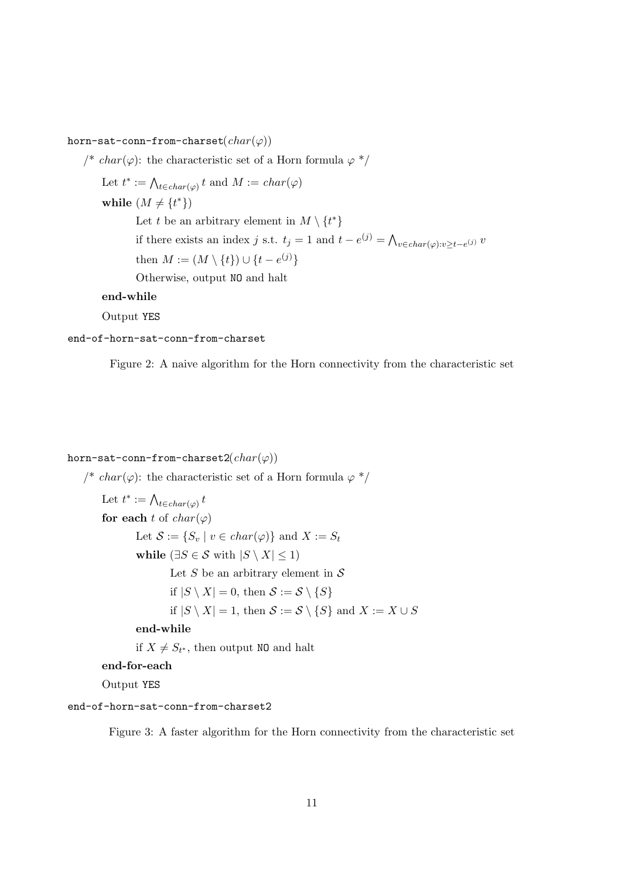```
horn-sat-conn-from-charset(char(φ))
    /* char(φ): the characteristic set of a Horn formula φ */
        Let t* := ⋀_{t∈char(φ)} t and M := char(φ)
        while (M ≠ {t*})
            Let t be an arbitrary element in M \ {t*}
            if there exists an index j s.t. t_j = 1 and t − e^(j) = ⋀_{v∈char(φ):v≥t−e^(j)} v
            then M := (M \ {t}) ∪ {t − e^(j)}
            Otherwise, output NO and halt
        end-while
        Output YES
end-of-horn-sat-conn-from-charset
```

Figure 2: A naive algorithm for the Horn connectivity from the characteristic set

```
horn-sat-conn-from-charset2(char(φ))
    /* char(φ): the characteristic set of a Horn formula φ */
        Let t* := ⋀_{t∈char(φ)} t
        for each t of char(φ)
            Let 𝒮 := {S_v | v ∈ char(φ)} and X := S_t
            while (∃S ∈ 𝒮 with |S \ X| ≤ 1)
                Let S be an arbitrary element in 𝒮
                if |S \ X| = 0, then 𝒮 := 𝒮 \ {S}
                if |S \ X| = 1, then 𝒮 := 𝒮 \ {S} and X := X ∪ S
            end-while
            if X ≠ S_{t*}, then output NO and halt
        end-for-each
        Output YES
end-of-horn-sat-conn-from-charset2
```

Figure 3: A faster algorithm for the Horn connectivity from the characteristic set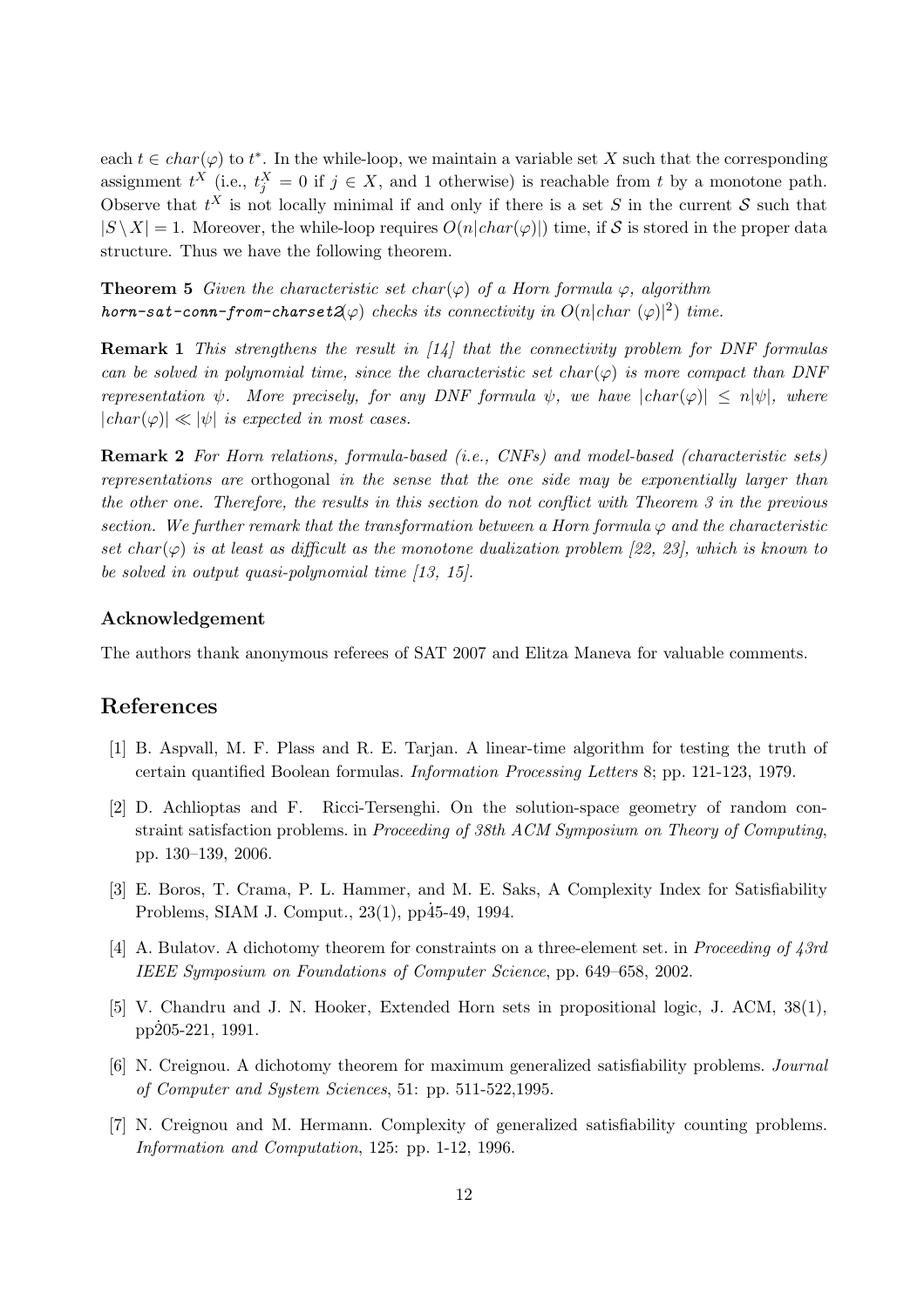each $t \in char(\varphi)$ to $t^*$. In the while-loop, we maintain a variable set $X$ such that the corresponding assignment $t^X$ (i.e., $t^X_j = 0$ if $j \in X$, and 1 otherwise) is reachable from $t$ by a monotone path. Observe that $t^X$ is not locally minimal if and only if there is a set $S$ in the current $\mathcal{S}$ such that $|S \setminus X| = 1$. Moreover, the while-loop requires $O(n|char(\varphi)|)$ time, if $\mathcal{S}$ is stored in the proper data structure. Thus we have the following theorem.

**Theorem 5** *Given the characteristic set $char(\varphi)$ of a Horn formula $\varphi$, algorithm **horn-sat-conn-from-charset2**($\varphi$) checks its connectivity in $O(n|char\ (\varphi)|^2)$ time.*

**Remark 1** *This strengthens the result in [14] that the connectivity problem for DNF formulas can be solved in polynomial time, since the characteristic set $char(\varphi)$ is more compact than DNF representation $\psi$. More precisely, for any DNF formula $\psi$, we have $|char(\varphi)| \leq n|\psi|$, where $|char(\varphi)| \ll |\psi|$ is expected in most cases.*

**Remark 2** *For Horn relations, formula-based (i.e., CNFs) and model-based (characteristic sets) representations are* orthogonal *in the sense that the one side may be exponentially larger than the other one. Therefore, the results in this section do not conflict with Theorem 3 in the previous section. We further remark that the transformation between a Horn formula $\varphi$ and the characteristic set $char(\varphi)$ is at least as difficult as the monotone dualization problem [22, 23], which is known to be solved in output quasi-polynomial time [13, 15].*

### Acknowledgement

The authors thank anonymous referees of SAT 2007 and Elitza Maneva for valuable comments.

## References

[1] B. Aspvall, M. F. Plass and R. E. Tarjan. A linear-time algorithm for testing the truth of certain quantified Boolean formulas. *Information Processing Letters* 8; pp. 121-123, 1979.

[2] D. Achlioptas and F. Ricci-Tersenghi. On the solution-space geometry of random constraint satisfaction problems. in *Proceeding of 38th ACM Symposium on Theory of Computing*, pp. 130–139, 2006.

[3] E. Boros, T. Crama, P. L. Hammer, and M. E. Saks, A Complexity Index for Satisfiability Problems, SIAM J. Comput., 23(1), pp45-49, 1994.

[4] A. Bulatov. A dichotomy theorem for constraints on a three-element set. in *Proceeding of 43rd IEEE Symposium on Foundations of Computer Science*, pp. 649–658, 2002.

[5] V. Chandru and J. N. Hooker, Extended Horn sets in propositional logic, J. ACM, 38(1), pp205-221, 1991.

[6] N. Creignou. A dichotomy theorem for maximum generalized satisfiability problems. *Journal of Computer and System Sciences*, 51: pp. 511-522,1995.

[7] N. Creignou and M. Hermann. Complexity of generalized satisfiability counting problems. *Information and Computation*, 125: pp. 1-12, 1996.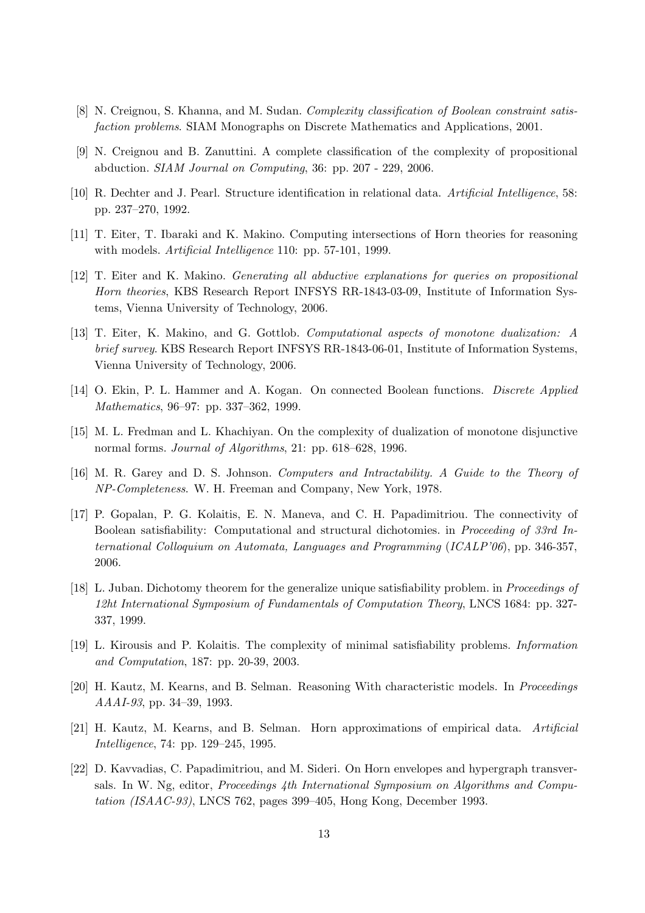[8] N. Creignou, S. Khanna, and M. Sudan. *Complexity classification of Boolean constraint satisfaction problems*. SIAM Monographs on Discrete Mathematics and Applications, 2001.

[9] N. Creignou and B. Zanuttini. A complete classification of the complexity of propositional abduction. *SIAM Journal on Computing*, 36: pp. 207 - 229, 2006.

[10] R. Dechter and J. Pearl. Structure identification in relational data. *Artificial Intelligence*, 58: pp. 237–270, 1992.

[11] T. Eiter, T. Ibaraki and K. Makino. Computing intersections of Horn theories for reasoning with models. *Artificial Intelligence* 110: pp. 57-101, 1999.

[12] T. Eiter and K. Makino. *Generating all abductive explanations for queries on propositional Horn theories*, KBS Research Report INFSYS RR-1843-03-09, Institute of Information Systems, Vienna University of Technology, 2006.

[13] T. Eiter, K. Makino, and G. Gottlob. *Computational aspects of monotone dualization: A brief survey*. KBS Research Report INFSYS RR-1843-06-01, Institute of Information Systems, Vienna University of Technology, 2006.

[14] O. Ekin, P. L. Hammer and A. Kogan. On connected Boolean functions. *Discrete Applied Mathematics*, 96–97: pp. 337–362, 1999.

[15] M. L. Fredman and L. Khachiyan. On the complexity of dualization of monotone disjunctive normal forms. *Journal of Algorithms*, 21: pp. 618–628, 1996.

[16] M. R. Garey and D. S. Johnson. *Computers and Intractability. A Guide to the Theory of NP-Completeness*. W. H. Freeman and Company, New York, 1978.

[17] P. Gopalan, P. G. Kolaitis, E. N. Maneva, and C. H. Papadimitriou. The connectivity of Boolean satisfiability: Computational and structural dichotomies. in *Proceeding of 33rd International Colloquium on Automata, Languages and Programming* (*ICALP'06*), pp. 346-357, 2006.

[18] L. Juban. Dichotomy theorem for the generalize unique satisfiability problem. in *Proceedings of 12ht International Symposium of Fundamentals of Computation Theory*, LNCS 1684: pp. 327-337, 1999.

[19] L. Kirousis and P. Kolaitis. The complexity of minimal satisfiability problems. *Information and Computation*, 187: pp. 20-39, 2003.

[20] H. Kautz, M. Kearns, and B. Selman. Reasoning With characteristic models. In *Proceedings AAAI-93*, pp. 34–39, 1993.

[21] H. Kautz, M. Kearns, and B. Selman. Horn approximations of empirical data. *Artificial Intelligence*, 74: pp. 129–245, 1995.

[22] D. Kavvadias, C. Papadimitriou, and M. Sideri. On Horn envelopes and hypergraph transversals. In W. Ng, editor, *Proceedings 4th International Symposium on Algorithms and Computation (ISAAC-93)*, LNCS 762, pages 399–405, Hong Kong, December 1993.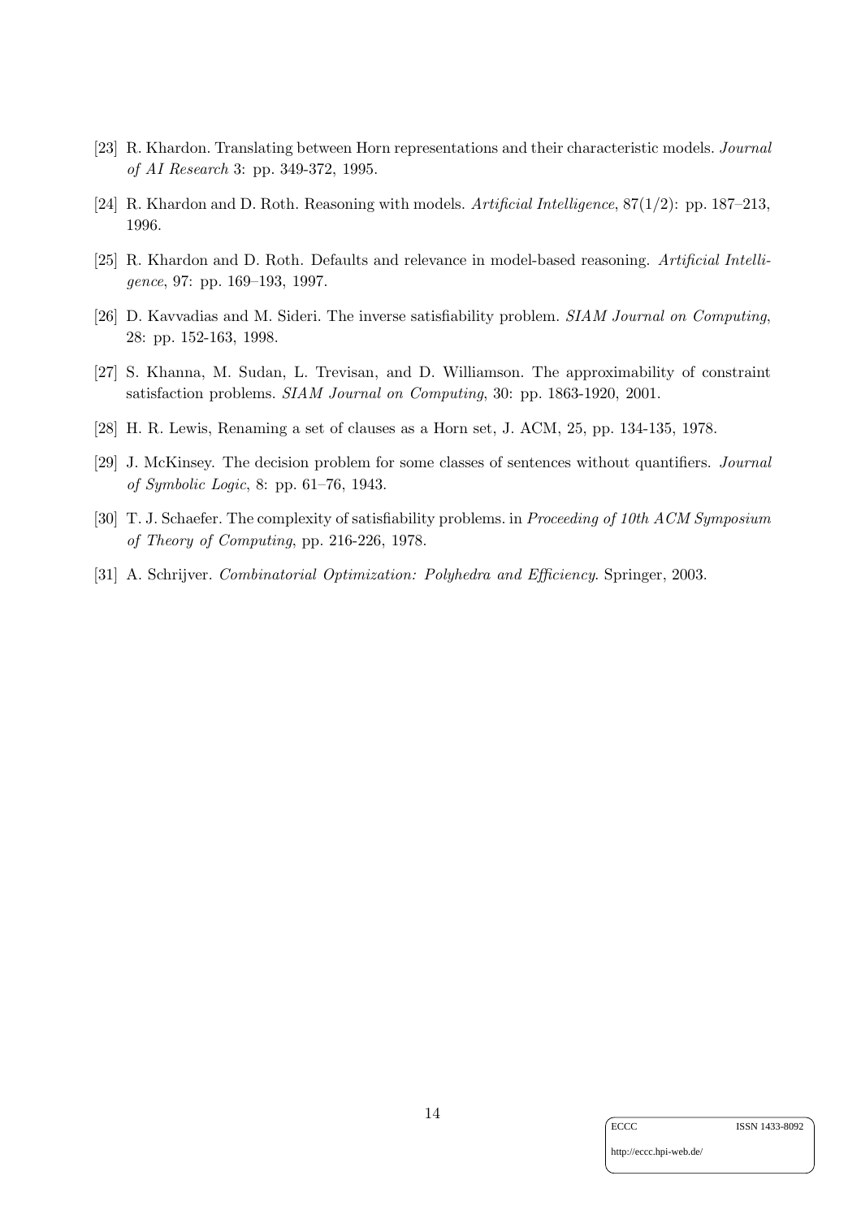[23] R. Khardon. Translating between Horn representations and their characteristic models. *Journal of AI Research* 3: pp. 349-372, 1995.

[24] R. Khardon and D. Roth. Reasoning with models. *Artificial Intelligence*, 87(1/2): pp. 187–213, 1996.

[25] R. Khardon and D. Roth. Defaults and relevance in model-based reasoning. *Artificial Intelligence*, 97: pp. 169–193, 1997.

[26] D. Kavvadias and M. Sideri. The inverse satisfiability problem. *SIAM Journal on Computing*, 28: pp. 152-163, 1998.

[27] S. Khanna, M. Sudan, L. Trevisan, and D. Williamson. The approximability of constraint satisfaction problems. *SIAM Journal on Computing*, 30: pp. 1863-1920, 2001.

[28] H. R. Lewis, Renaming a set of clauses as a Horn set, J. ACM, 25, pp. 134-135, 1978.

[29] J. McKinsey. The decision problem for some classes of sentences without quantifiers. *Journal of Symbolic Logic*, 8: pp. 61–76, 1943.

[30] T. J. Schaefer. The complexity of satisfiability problems. in *Proceeding of 10th ACM Symposium of Theory of Computing*, pp. 216-226, 1978.

[31] A. Schrijver. *Combinatorial Optimization: Polyhedra and Efficiency*. Springer, 2003.

ECCC ISSN 1433-8092

http://eccc.hpi-web.de/